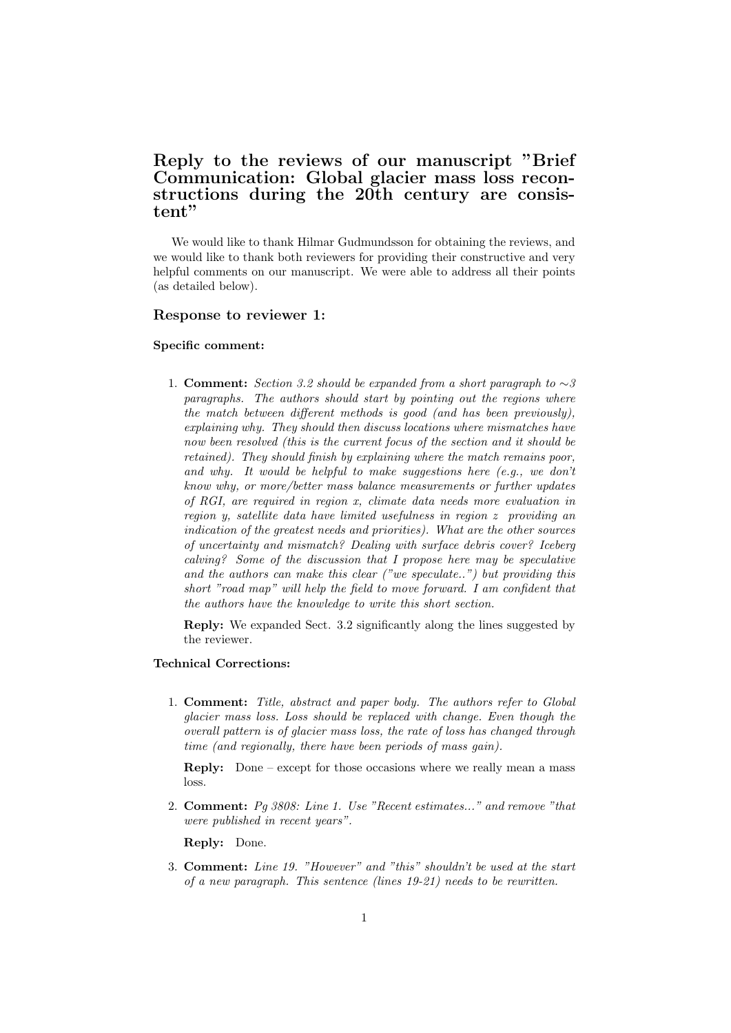# Reply to the reviews of our manuscript "Brief Communication: Global glacier mass loss reconstructions during the 20th century are consistent"

We would like to thank Hilmar Gudmundsson for obtaining the reviews, and we would like to thank both reviewers for providing their constructive and very helpful comments on our manuscript. We were able to address all their points (as detailed below).

## Response to reviewer 1:

### Specific comment:

1. **Comment:** *Section 3.2 should be expanded from a short paragraph to ∼3 paragraphs. The authors should start by pointing out the regions where the match between different methods is good (and has been previously), explaining why. They should then discuss locations where mismatches have now been resolved (this is the current focus of the section and it should be retained). They should finish by explaining where the match remains poor, and why. It would be helpful to make suggestions here (e.g., we don't know why, or more/better mass balance measurements or further updates of RGI, are required in region x, climate data needs more evaluation in region y, satellite data have limited usefulness in region z providing an indication of the greatest needs and priorities). What are the other sources of uncertainty and mismatch? Dealing with surface debris cover? Iceberg calving? Some of the discussion that I propose here may be speculative and the authors can make this clear ("we speculate..") but providing this short "road map" will help the field to move forward. I am confident that the authors have the knowledge to write this short section.*

   **Reply:** We expanded Sect. 3.2 significantly along the lines suggested by the reviewer.

### Technical Corrections:

1. **Comment:** *Title, abstract and paper body. The authors refer to Global glacier mass loss. Loss should be replaced with change. Even though the overall pattern is of glacier mass loss, the rate of loss has changed through time (and regionally, there have been periods of mass gain).*

   **Reply:** Done – except for those occasions where we really mean a mass loss.

2. **Comment:** *Pg 3808: Line 1. Use "Recent estimates..." and remove "that were published in recent years".*

   **Reply:** Done.

3. **Comment:** *Line 19. "However" and "this" shouldn't be used at the start of a new paragraph. This sentence (lines 19-21) needs to be rewritten.*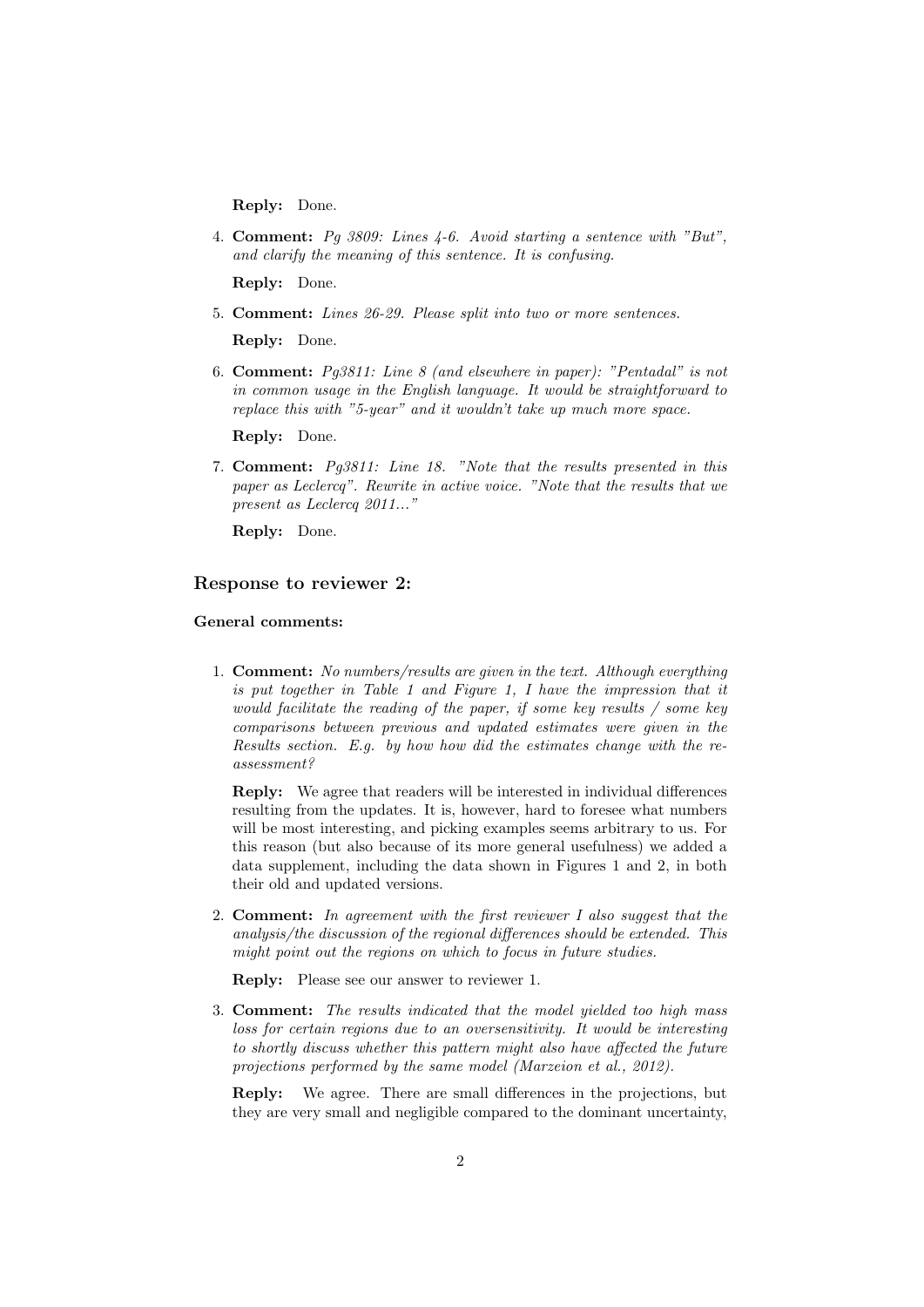**Reply:** Done.

4. **Comment:** *Pg 3809: Lines 4-6. Avoid starting a sentence with "But", and clarify the meaning of this sentence. It is confusing.*

   **Reply:** Done.

5. **Comment:** *Lines 26-29. Please split into two or more sentences.*

   **Reply:** Done.

6. **Comment:** *Pg3811: Line 8 (and elsewhere in paper): "Pentadal" is not in common usage in the English language. It would be straightforward to replace this with "5-year" and it wouldn't take up much more space.*

   **Reply:** Done.

7. **Comment:** *Pg3811: Line 18. "Note that the results presented in this paper as Leclercq". Rewrite in active voice. "Note that the results that we present as Leclercq 2011..."*

   **Reply:** Done.

### Response to reviewer 2:

#### General comments:

1. **Comment:** *No numbers/results are given in the text. Although everything is put together in Table 1 and Figure 1, I have the impression that it would facilitate the reading of the paper, if some key results / some key comparisons between previous and updated estimates were given in the Results section. E.g. by how how did the estimates change with the re-assessment?*

   **Reply:** We agree that readers will be interested in individual differences resulting from the updates. It is, however, hard to foresee what numbers will be most interesting, and picking examples seems arbitrary to us. For this reason (but also because of its more general usefulness) we added a data supplement, including the data shown in Figures 1 and 2, in both their old and updated versions.

2. **Comment:** *In agreement with the first reviewer I also suggest that the analysis/the discussion of the regional differences should be extended. This might point out the regions on which to focus in future studies.*

   **Reply:** Please see our answer to reviewer 1.

3. **Comment:** *The results indicated that the model yielded too high mass loss for certain regions due to an oversensitivity. It would be interesting to shortly discuss whether this pattern might also have affected the future projections performed by the same model (Marzeion et al., 2012).*

   **Reply:** We agree. There are small differences in the projections, but they are very small and negligible compared to the dominant uncertainty,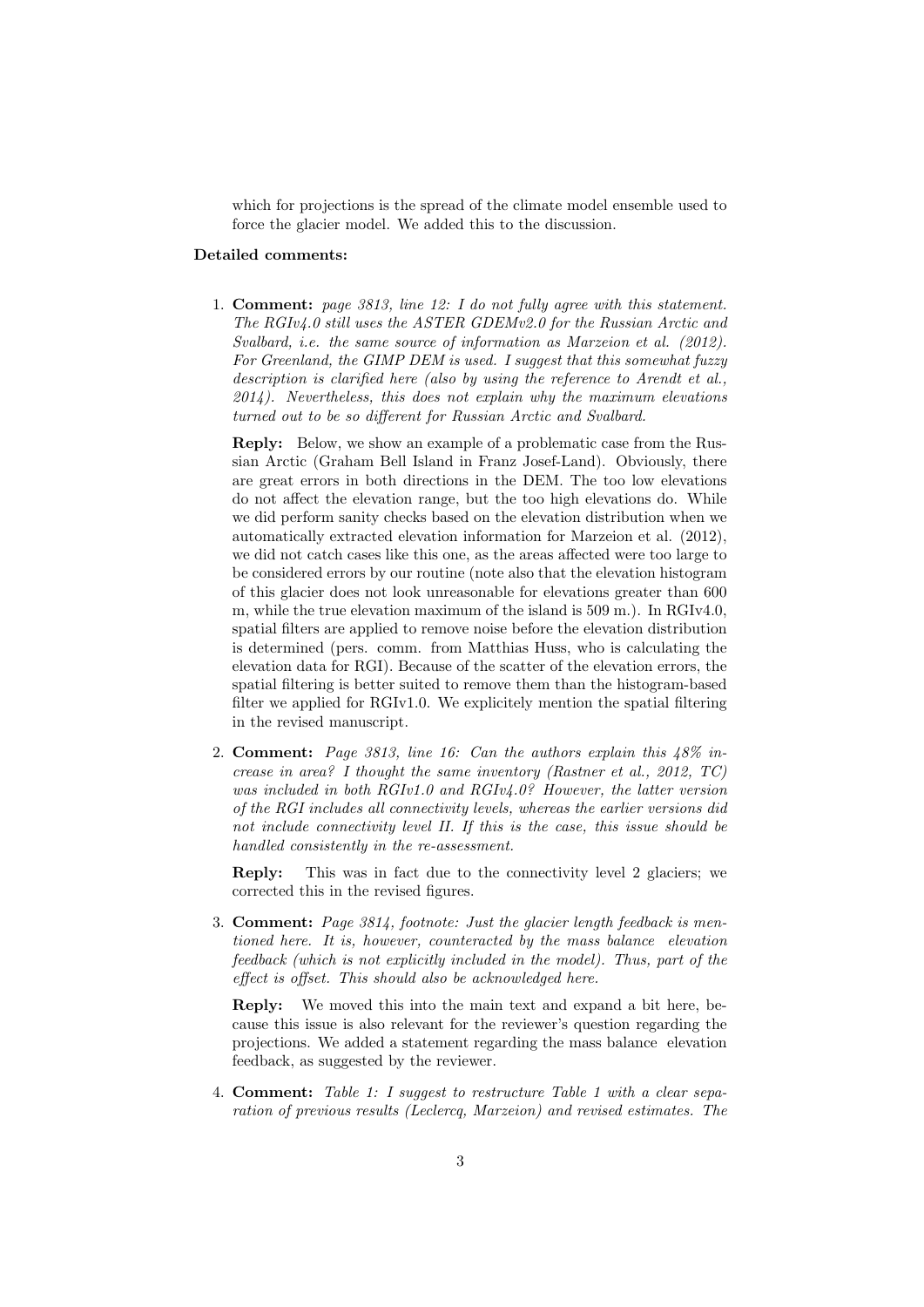which for projections is the spread of the climate model ensemble used to force the glacier model. We added this to the discussion.

**Detailed comments:**

1. **Comment:** *page 3813, line 12: I do not fully agree with this statement. The RGIv4.0 still uses the ASTER GDEMv2.0 for the Russian Arctic and Svalbard, i.e. the same source of information as Marzeion et al. (2012). For Greenland, the GIMP DEM is used. I suggest that this somewhat fuzzy description is clarified here (also by using the reference to Arendt et al., 2014). Nevertheless, this does not explain why the maximum elevations turned out to be so different for Russian Arctic and Svalbard.*

   **Reply:** Below, we show an example of a problematic case from the Russian Arctic (Graham Bell Island in Franz Josef-Land). Obviously, there are great errors in both directions in the DEM. The too low elevations do not affect the elevation range, but the too high elevations do. While we did perform sanity checks based on the elevation distribution when we automatically extracted elevation information for Marzeion et al. (2012), we did not catch cases like this one, as the areas affected were too large to be considered errors by our routine (note also that the elevation histogram of this glacier does not look unreasonable for elevations greater than 600 m, while the true elevation maximum of the island is 509 m.). In RGIv4.0, spatial filters are applied to remove noise before the elevation distribution is determined (pers. comm. from Matthias Huss, who is calculating the elevation data for RGI). Because of the scatter of the elevation errors, the spatial filtering is better suited to remove them than the histogram-based filter we applied for RGIv1.0. We explicitely mention the spatial filtering in the revised manuscript.

2. **Comment:** *Page 3813, line 16: Can the authors explain this 48% increase in area? I thought the same inventory (Rastner et al., 2012, TC) was included in both RGIv1.0 and RGIv4.0? However, the latter version of the RGI includes all connectivity levels, whereas the earlier versions did not include connectivity level II. If this is the case, this issue should be handled consistently in the re-assessment.*

   **Reply:** This was in fact due to the connectivity level 2 glaciers; we corrected this in the revised figures.

3. **Comment:** *Page 3814, footnote: Just the glacier length feedback is mentioned here. It is, however, counteracted by the mass balance elevation feedback (which is not explicitly included in the model). Thus, part of the effect is offset. This should also be acknowledged here.*

   **Reply:** We moved this into the main text and expand a bit here, because this issue is also relevant for the reviewer's question regarding the projections. We added a statement regarding the mass balance elevation feedback, as suggested by the reviewer.

4. **Comment:** *Table 1: I suggest to restructure Table 1 with a clear separation of previous results (Leclercq, Marzeion) and revised estimates. The*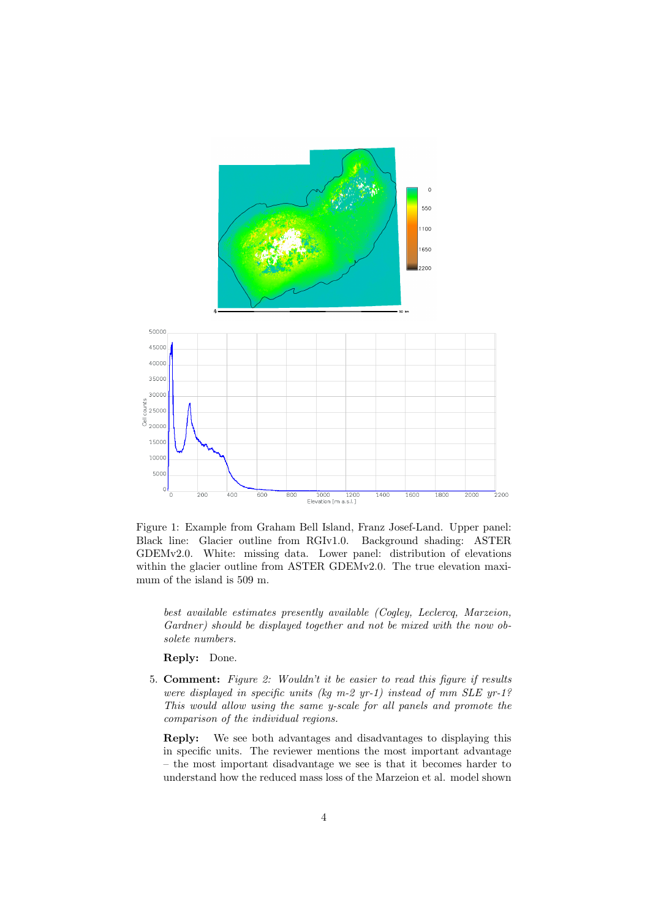Figure 1: Example from Graham Bell Island, Franz Josef-Land. Upper panel: Black line: Glacier outline from RGIv1.0. Background shading: ASTER GDEMv2.0. White: missing data. Lower panel: distribution of elevations within the glacier outline from ASTER GDEMv2.0. The true elevation maximum of the island is 509 m.

*best available estimates presently available (Cogley, Leclercq, Marzeion, Gardner) should be displayed together and not be mixed with the now obsolete numbers.*

**Reply:** Done.

5. **Comment:** *Figure 2: Wouldn't it be easier to read this figure if results were displayed in specific units (kg m-2 yr-1) instead of mm SLE yr-1? This would allow using the same y-scale for all panels and promote the comparison of the individual regions.*

   **Reply:** We see both advantages and disadvantages to displaying this in specific units. The reviewer mentions the most important advantage – the most important disadvantage we see is that it becomes harder to understand how the reduced mass loss of the Marzeion et al. model shown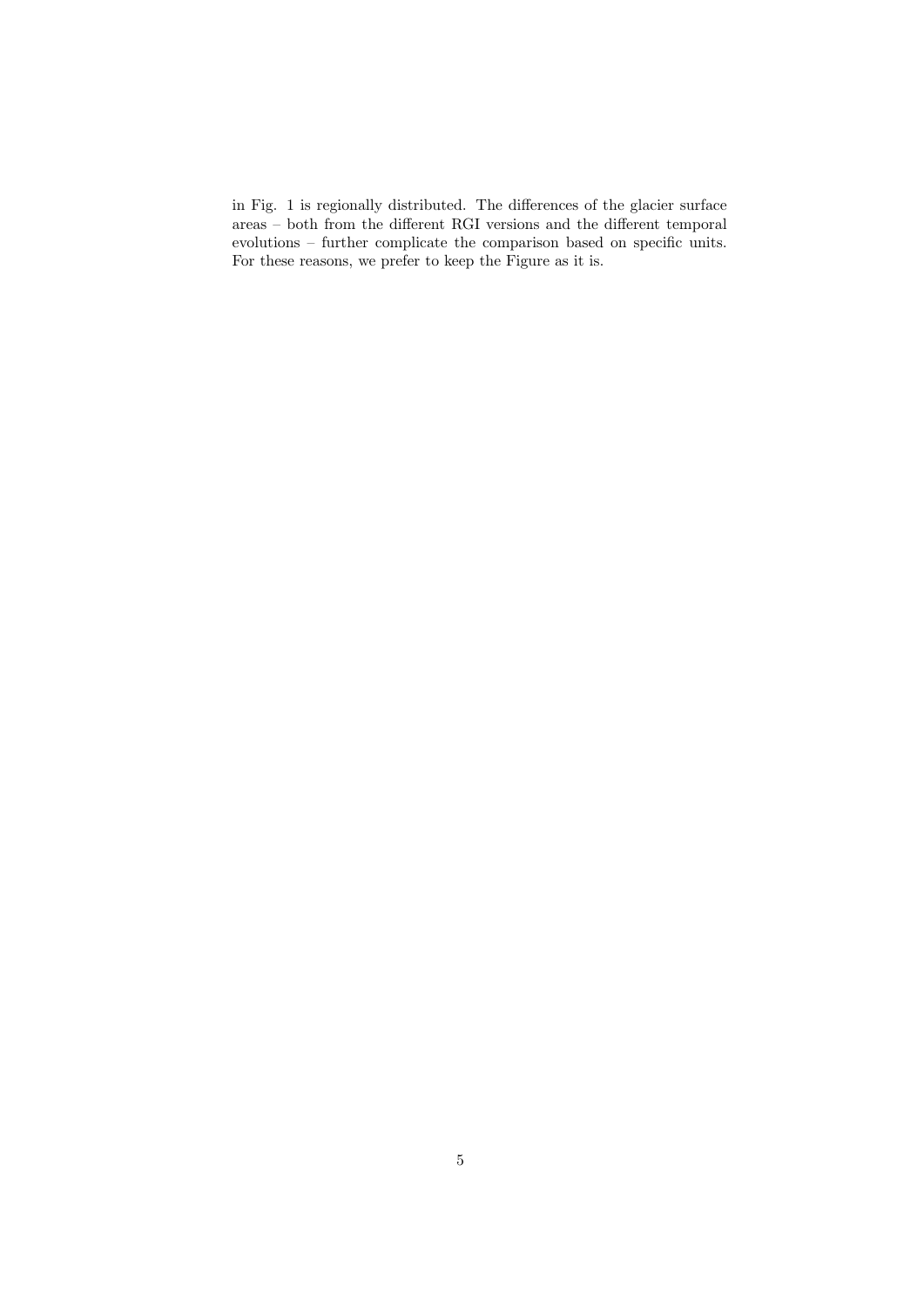in Fig. 1 is regionally distributed. The differences of the glacier surface areas – both from the different RGI versions and the different temporal evolutions – further complicate the comparison based on specific units. For these reasons, we prefer to keep the Figure as it is.